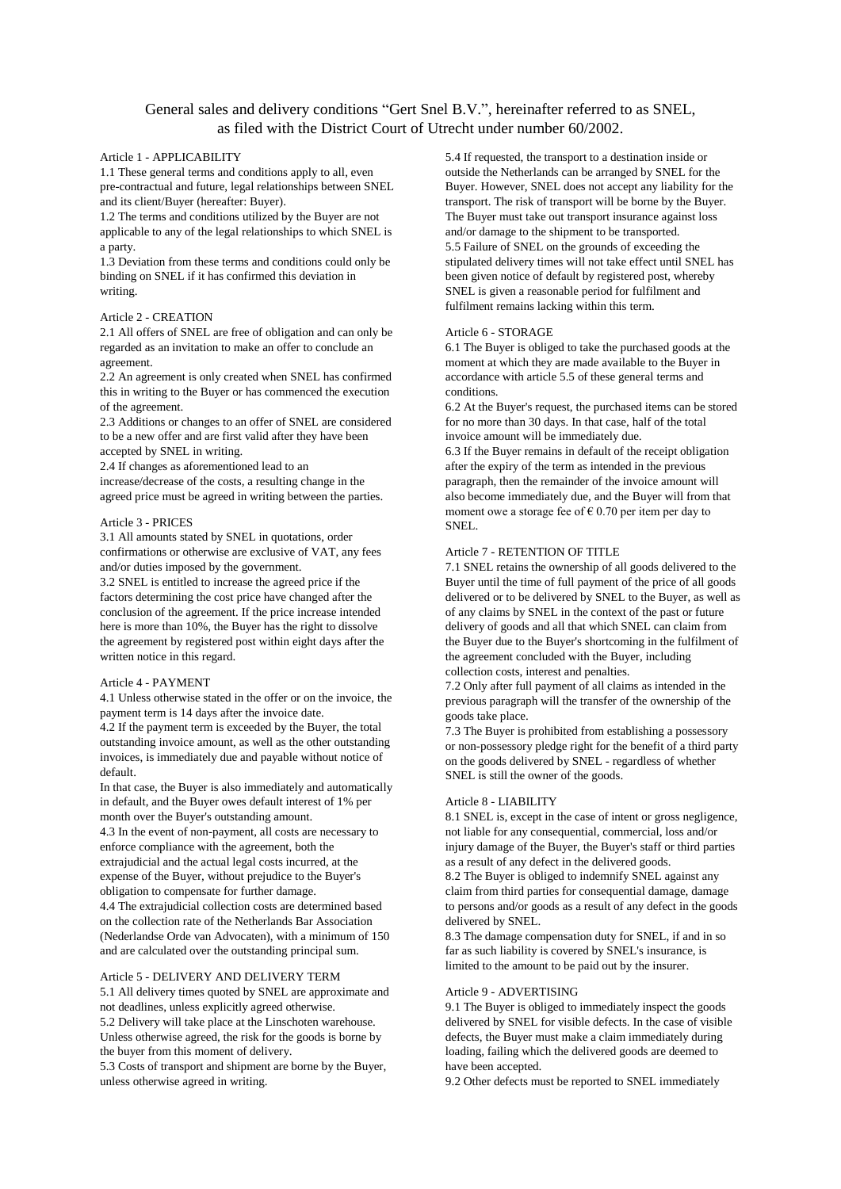# General sales and delivery conditions "Gert Snel B.V.", hereinafter referred to as SNEL, as filed with the District Court of Utrecht under number 60/2002.

## Article 1 - APPLICABILITY

1.1 These general terms and conditions apply to all, even pre-contractual and future, legal relationships between SNEL and its client/Buyer (hereafter: Buyer).

1.2 The terms and conditions utilized by the Buyer are not applicable to any of the legal relationships to which SNEL is a party.

1.3 Deviation from these terms and conditions could only be binding on SNEL if it has confirmed this deviation in writing.

## Article 2 - CREATION

2.1 All offers of SNEL are free of obligation and can only be regarded as an invitation to make an offer to conclude an agreement.

2.2 An agreement is only created when SNEL has confirmed this in writing to the Buyer or has commenced the execution of the agreement.

2.3 Additions or changes to an offer of SNEL are considered to be a new offer and are first valid after they have been accepted by SNEL in writing.

2.4 If changes as aforementioned lead to an increase/decrease of the costs, a resulting change in the agreed price must be agreed in writing between the parties.

## Article 3 - PRICES

3.1 All amounts stated by SNEL in quotations, order confirmations or otherwise are exclusive of VAT, any fees and/or duties imposed by the government.

3.2 SNEL is entitled to increase the agreed price if the factors determining the cost price have changed after the conclusion of the agreement. If the price increase intended here is more than 10%, the Buyer has the right to dissolve the agreement by registered post within eight days after the written notice in this regard.

## Article 4 - PAYMENT

4.1 Unless otherwise stated in the offer or on the invoice, the payment term is 14 days after the invoice date.

4.2 If the payment term is exceeded by the Buyer, the total outstanding invoice amount, as well as the other outstanding invoices, is immediately due and payable without notice of default.

In that case, the Buyer is also immediately and automatically in default, and the Buyer owes default interest of 1% per month over the Buyer's outstanding amount.

4.3 In the event of non-payment, all costs are necessary to enforce compliance with the agreement, both the extrajudicial and the actual legal costs incurred, at the expense of the Buyer, without prejudice to the Buyer's obligation to compensate for further damage.

4.4 The extrajudicial collection costs are determined based on the collection rate of the Netherlands Bar Association (Nederlandse Orde van Advocaten), with a minimum of 150 and are calculated over the outstanding principal sum.

## Article 5 - DELIVERY AND DELIVERY TERM

5.1 All delivery times quoted by SNEL are approximate and not deadlines, unless explicitly agreed otherwise.

5.2 Delivery will take place at the Linschoten warehouse. Unless otherwise agreed, the risk for the goods is borne by the buyer from this moment of delivery.

5.3 Costs of transport and shipment are borne by the Buyer, unless otherwise agreed in writing.

5.4 If requested, the transport to a destination inside or outside the Netherlands can be arranged by SNEL for the Buyer. However, SNEL does not accept any liability for the transport. The risk of transport will be borne by the Buyer. The Buyer must take out transport insurance against loss and/or damage to the shipment to be transported.

5.5 Failure of SNEL on the grounds of exceeding the stipulated delivery times will not take effect until SNEL has been given notice of default by registered post, whereby SNEL is given a reasonable period for fulfilment and fulfilment remains lacking within this term.

## Article 6 - STORAGE

6.1 The Buyer is obliged to take the purchased goods at the moment at which they are made available to the Buyer in accordance with article 5.5 of these general terms and conditions.

6.2 At the Buyer's request, the purchased items can be stored for no more than 30 days. In that case, half of the total invoice amount will be immediately due.

6.3 If the Buyer remains in default of the receipt obligation after the expiry of the term as intended in the previous paragraph, then the remainder of the invoice amount will also become immediately due, and the Buyer will from that moment owe a storage fee of € 0.70 per item per day to SNEL.

## Article 7 - RETENTION OF TITLE

7.1 SNEL retains the ownership of all goods delivered to the Buyer until the time of full payment of the price of all goods delivered or to be delivered by SNEL to the Buyer, as well as of any claims by SNEL in the context of the past or future delivery of goods and all that which SNEL can claim from the Buyer due to the Buyer's shortcoming in the fulfilment of the agreement concluded with the Buyer, including collection costs, interest and penalties.

7.2 Only after full payment of all claims as intended in the previous paragraph will the transfer of the ownership of the goods take place.

7.3 The Buyer is prohibited from establishing a possessory or non-possessory pledge right for the benefit of a third party on the goods delivered by SNEL - regardless of whether SNEL is still the owner of the goods.

## Article 8 - LIABILITY

8.1 SNEL is, except in the case of intent or gross negligence, not liable for any consequential, commercial, loss and/or injury damage of the Buyer, the Buyer's staff or third parties as a result of any defect in the delivered goods.

8.2 The Buyer is obliged to indemnify SNEL against any claim from third parties for consequential damage, damage to persons and/or goods as a result of any defect in the goods delivered by SNEL.

8.3 The damage compensation duty for SNEL, if and in so far as such liability is covered by SNEL's insurance, is limited to the amount to be paid out by the insurer.

## Article 9 - ADVERTISING

9.1 The Buyer is obliged to immediately inspect the goods delivered by SNEL for visible defects. In the case of visible defects, the Buyer must make a claim immediately during loading, failing which the delivered goods are deemed to have been accepted.

9.2 Other defects must be reported to SNEL immediately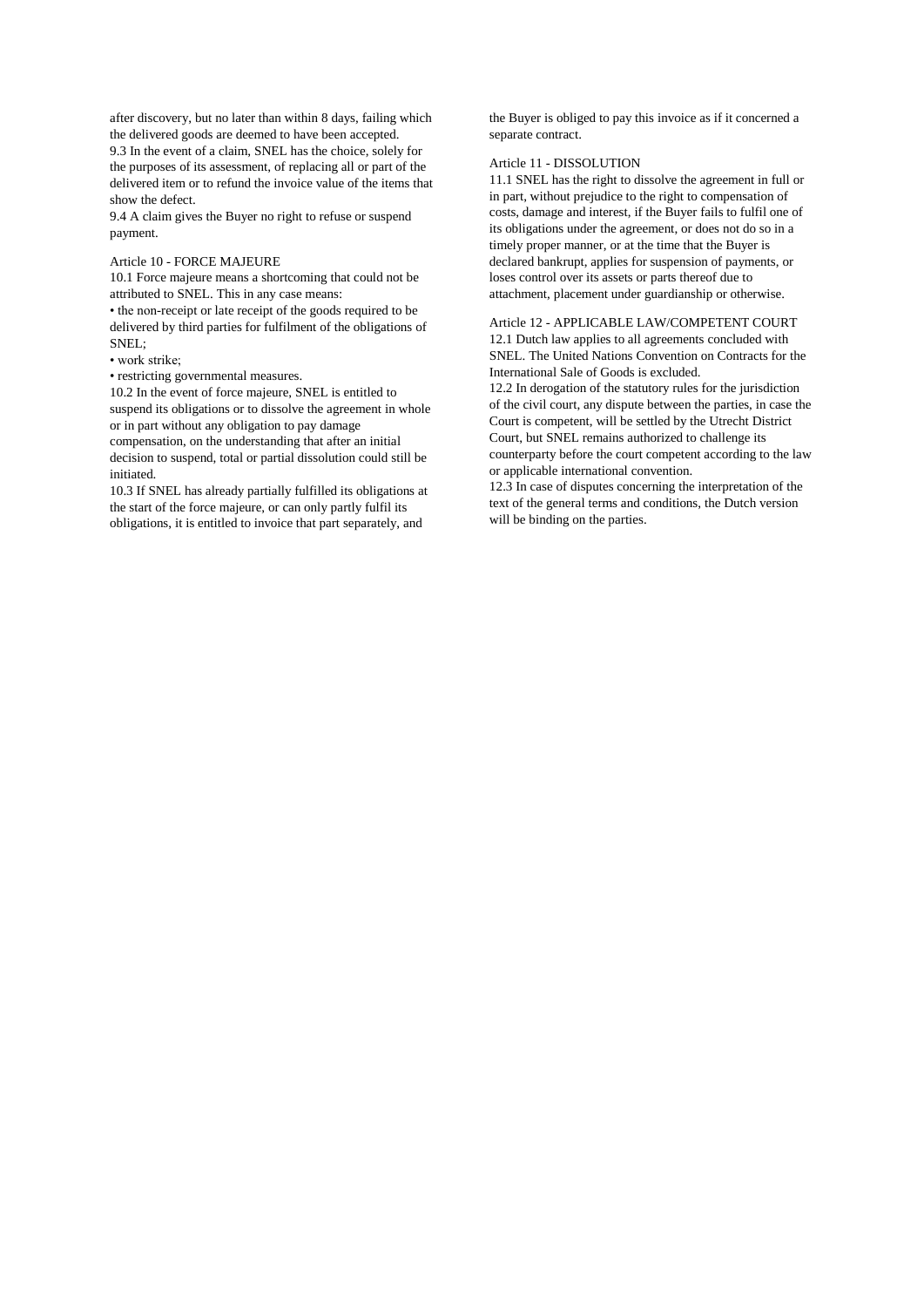after discovery, but no later than within 8 days, failing which the delivered goods are deemed to have been accepted.
9.3 In the event of a claim, SNEL has the choice, solely for the purposes of its assessment, of replacing all or part of the delivered item or to refund the invoice value of the items that show the defect.
9.4 A claim gives the Buyer no right to refuse or suspend payment.

Article 10 - FORCE MAJEURE
10.1 Force majeure means a shortcoming that could not be attributed to SNEL. This in any case means:
• the non-receipt or late receipt of the goods required to be delivered by third parties for fulfilment of the obligations of SNEL;
• work strike;
• restricting governmental measures.
10.2 In the event of force majeure, SNEL is entitled to suspend its obligations or to dissolve the agreement in whole or in part without any obligation to pay damage compensation, on the understanding that after an initial decision to suspend, total or partial dissolution could still be initiated.
10.3 If SNEL has already partially fulfilled its obligations at the start of the force majeure, or can only partly fulfil its obligations, it is entitled to invoice that part separately, and the Buyer is obliged to pay this invoice as if it concerned a separate contract.

Article 11 - DISSOLUTION
11.1 SNEL has the right to dissolve the agreement in full or in part, without prejudice to the right to compensation of costs, damage and interest, if the Buyer fails to fulfil one of its obligations under the agreement, or does not do so in a timely proper manner, or at the time that the Buyer is declared bankrupt, applies for suspension of payments, or loses control over its assets or parts thereof due to attachment, placement under guardianship or otherwise.

Article 12 - APPLICABLE LAW/COMPETENT COURT
12.1 Dutch law applies to all agreements concluded with SNEL. The United Nations Convention on Contracts for the International Sale of Goods is excluded.
12.2 In derogation of the statutory rules for the jurisdiction of the civil court, any dispute between the parties, in case the Court is competent, will be settled by the Utrecht District Court, but SNEL remains authorized to challenge its counterparty before the court competent according to the law or applicable international convention.
12.3 In case of disputes concerning the interpretation of the text of the general terms and conditions, the Dutch version will be binding on the parties.